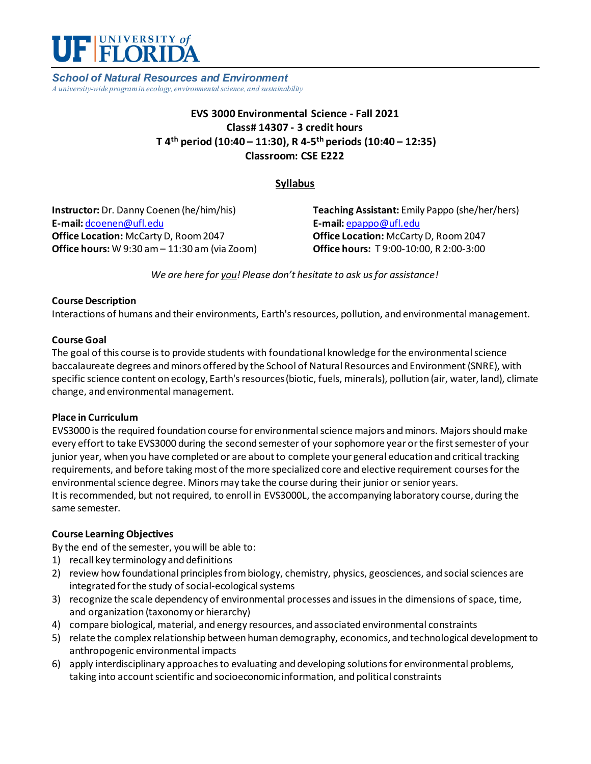**UF | UNIVERSITY of FLORIDA**

***School of Natural Resources and Environment***

*A university-wide program in ecology, environmental science, and sustainability*

# EVS 3000 Environmental Science - Fall 2021

**Class# 14307 - 3 credit hours**

**T 4th period (10:40 – 11:30), R 4-5th periods (10:40 – 12:35)**

**Classroom: CSE E222**

## Syllabus

**Instructor:** Dr. Danny Coenen (he/him/his)
**E-mail:** dcoenen@ufl.edu
**Office Location:** McCarty D, Room 2047
**Office hours:** W 9:30 am – 11:30 am (via Zoom)

**Teaching Assistant:** Emily Pappo (she/her/hers)
**E-mail:** epappo@ufl.edu
**Office Location:** McCarty D, Room 2047
**Office hours:** T 9:00-10:00, R 2:00-3:00

*We are here for you! Please don't hesitate to ask us for assistance!*

**Course Description**

Interactions of humans and their environments, Earth's resources, pollution, and environmental management.

**Course Goal**

The goal of this course is to provide students with foundational knowledge for the environmental science baccalaureate degrees and minors offered by the School of Natural Resources and Environment (SNRE), with specific science content on ecology, Earth's resources (biotic, fuels, minerals), pollution (air, water, land), climate change, and environmental management.

**Place in Curriculum**

EVS3000 is the required foundation course for environmental science majors and minors. Majors should make every effort to take EVS3000 during the second semester of your sophomore year or the first semester of your junior year, when you have completed or are about to complete your general education and critical tracking requirements, and before taking most of the more specialized core and elective requirement courses for the environmental science degree. Minors may take the course during their junior or senior years.
It is recommended, but not required, to enroll in EVS3000L, the accompanying laboratory course, during the same semester.

**Course Learning Objectives**

By the end of the semester, you will be able to:

1) recall key terminology and definitions
2) review how foundational principles from biology, chemistry, physics, geosciences, and social sciences are integrated for the study of social-ecological systems
3) recognize the scale dependency of environmental processes and issues in the dimensions of space, time, and organization (taxonomy or hierarchy)
4) compare biological, material, and energy resources, and associated environmental constraints
5) relate the complex relationship between human demography, economics, and technological development to anthropogenic environmental impacts
6) apply interdisciplinary approaches to evaluating and developing solutions for environmental problems, taking into account scientific and socioeconomic information, and political constraints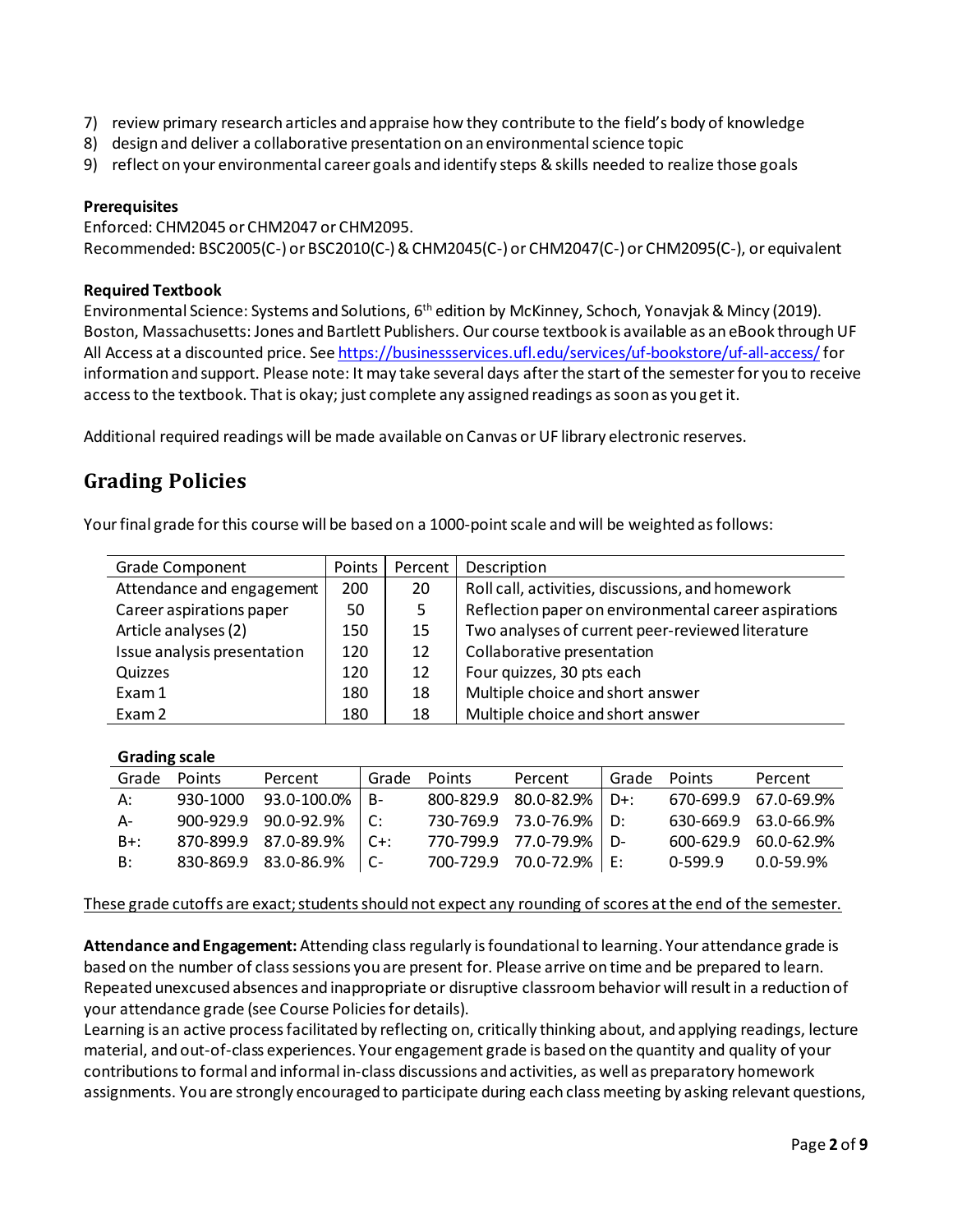7) review primary research articles and appraise how they contribute to the field's body of knowledge
8) design and deliver a collaborative presentation on an environmental science topic
9) reflect on your environmental career goals and identify steps & skills needed to realize those goals

**Prerequisites**
Enforced: CHM2045 or CHM2047 or CHM2095.
Recommended: BSC2005(C-) or BSC2010(C-) & CHM2045(C-) or CHM2047(C-) or CHM2095(C-), or equivalent

**Required Textbook**
Environmental Science: Systems and Solutions, 6th edition by McKinney, Schoch, Yonavjak & Mincy (2019). Boston, Massachusetts: Jones and Bartlett Publishers. Our course textbook is available as an eBook through UF All Access at a discounted price. See https://businessservices.ufl.edu/services/uf-bookstore/uf-all-access/ for information and support. Please note: It may take several days after the start of the semester for you to receive access to the textbook. That is okay; just complete any assigned readings as soon as you get it.

Additional required readings will be made available on Canvas or UF library electronic reserves.

## Grading Policies

Your final grade for this course will be based on a 1000-point scale and will be weighted as follows:

| Grade Component | Points | Percent | Description |
|---|---|---|---|
| Attendance and engagement | 200 | 20 | Roll call, activities, discussions, and homework |
| Career aspirations paper | 50 | 5 | Reflection paper on environmental career aspirations |
| Article analyses (2) | 150 | 15 | Two analyses of current peer-reviewed literature |
| Issue analysis presentation | 120 | 12 | Collaborative presentation |
| Quizzes | 120 | 12 | Four quizzes, 30 pts each |
| Exam 1 | 180 | 18 | Multiple choice and short answer |
| Exam 2 | 180 | 18 | Multiple choice and short answer |

**Grading scale**

| Grade | Points | Percent | Grade | Points | Percent | Grade | Points | Percent |
|---|---|---|---|---|---|---|---|---|
| A: | 930-1000 | 93.0-100.0% | B- | 800-829.9 | 80.0-82.9% | D+: | 670-699.9 | 67.0-69.9% |
| A- | 900-929.9 | 90.0-92.9% | C: | 730-769.9 | 73.0-76.9% | D: | 630-669.9 | 63.0-66.9% |
| B+: | 870-899.9 | 87.0-89.9% | C+: | 770-799.9 | 77.0-79.9% | D- | 600-629.9 | 60.0-62.9% |
| B: | 830-869.9 | 83.0-86.9% | C- | 700-729.9 | 70.0-72.9% | E: | 0-599.9 | 0.0-59.9% |

<u>These grade cutoffs are exact; students should not expect any rounding of scores at the end of the semester.</u>

**Attendance and Engagement:** Attending class regularly is foundational to learning. Your attendance grade is based on the number of class sessions you are present for. Please arrive on time and be prepared to learn. Repeated unexcused absences and inappropriate or disruptive classroom behavior will result in a reduction of your attendance grade (see Course Policies for details).
Learning is an active process facilitated by reflecting on, critically thinking about, and applying readings, lecture material, and out-of-class experiences. Your engagement grade is based on the quantity and quality of your contributions to formal and informal in-class discussions and activities, as well as preparatory homework assignments. You are strongly encouraged to participate during each class meeting by asking relevant questions,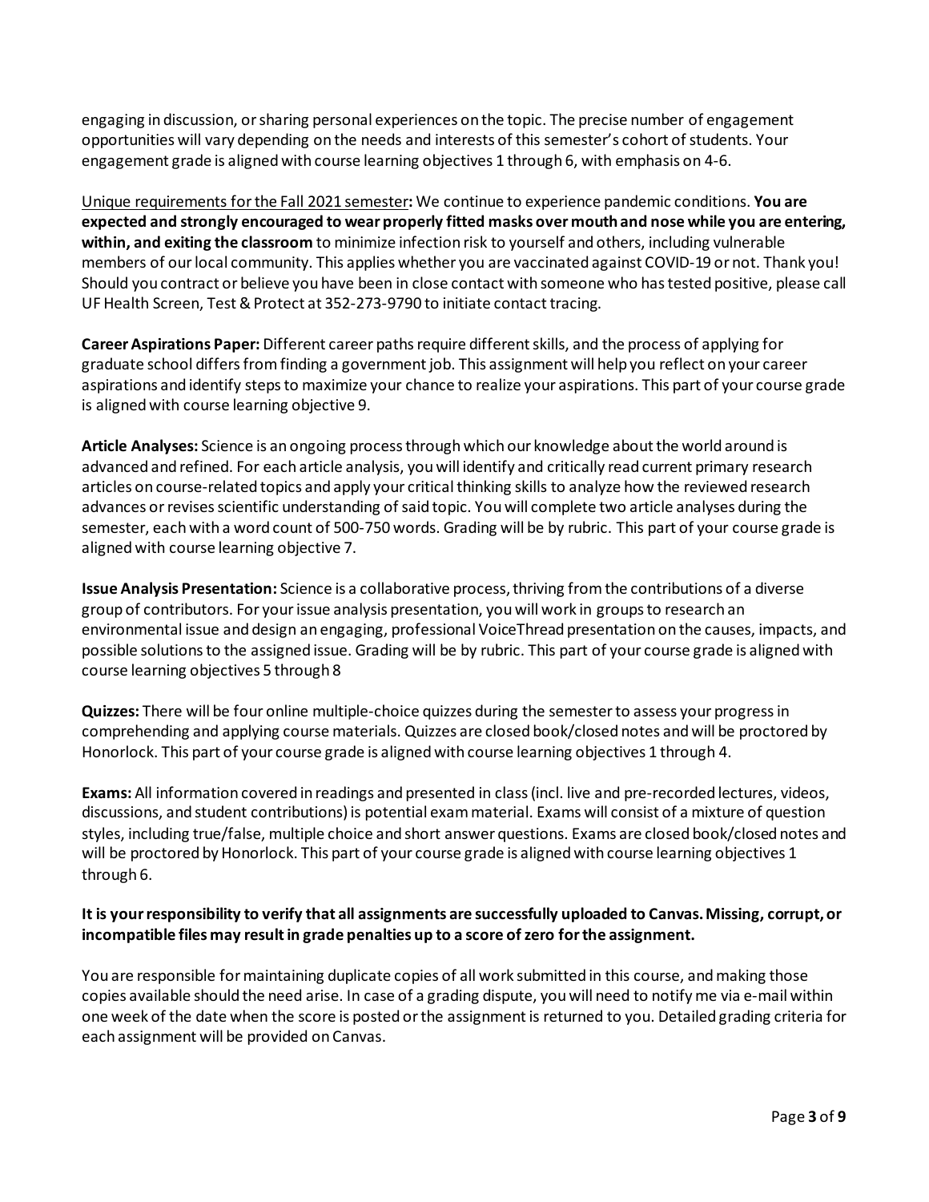engaging in discussion, or sharing personal experiences on the topic. The precise number of engagement opportunities will vary depending on the needs and interests of this semester's cohort of students. Your engagement grade is aligned with course learning objectives 1 through 6, with emphasis on 4-6.

<u>Unique requirements for the Fall 2021 semester</u>**:** We continue to experience pandemic conditions. **You are expected and strongly encouraged to wear properly fitted masks over mouth and nose while you are entering, within, and exiting the classroom** to minimize infection risk to yourself and others, including vulnerable members of our local community. This applies whether you are vaccinated against COVID-19 or not. Thank you! Should you contract or believe you have been in close contact with someone who has tested positive, please call UF Health Screen, Test & Protect at 352-273-9790 to initiate contact tracing.

**Career Aspirations Paper:** Different career paths require different skills, and the process of applying for graduate school differs from finding a government job. This assignment will help you reflect on your career aspirations and identify steps to maximize your chance to realize your aspirations. This part of your course grade is aligned with course learning objective 9.

**Article Analyses:** Science is an ongoing process through which our knowledge about the world around is advanced and refined. For each article analysis, you will identify and critically read current primary research articles on course-related topics and apply your critical thinking skills to analyze how the reviewed research advances or revises scientific understanding of said topic. You will complete two article analyses during the semester, each with a word count of 500-750 words. Grading will be by rubric. This part of your course grade is aligned with course learning objective 7.

**Issue Analysis Presentation:** Science is a collaborative process, thriving from the contributions of a diverse group of contributors. For your issue analysis presentation, you will work in groups to research an environmental issue and design an engaging, professional VoiceThread presentation on the causes, impacts, and possible solutions to the assigned issue. Grading will be by rubric. This part of your course grade is aligned with course learning objectives 5 through 8

**Quizzes:** There will be four online multiple-choice quizzes during the semester to assess your progress in comprehending and applying course materials. Quizzes are closed book/closed notes and will be proctored by Honorlock. This part of your course grade is aligned with course learning objectives 1 through 4.

**Exams:** All information covered in readings and presented in class (incl. live and pre-recorded lectures, videos, discussions, and student contributions) is potential exam material. Exams will consist of a mixture of question styles, including true/false, multiple choice and short answer questions. Exams are closed book/closed notes and will be proctored by Honorlock. This part of your course grade is aligned with course learning objectives 1 through 6.

**It is your responsibility to verify that all assignments are successfully uploaded to Canvas. Missing, corrupt, or incompatible files may result in grade penalties up to a score of zero for the assignment.**

You are responsible for maintaining duplicate copies of all work submitted in this course, and making those copies available should the need arise. In case of a grading dispute, you will need to notify me via e-mail within one week of the date when the score is posted or the assignment is returned to you. Detailed grading criteria for each assignment will be provided on Canvas.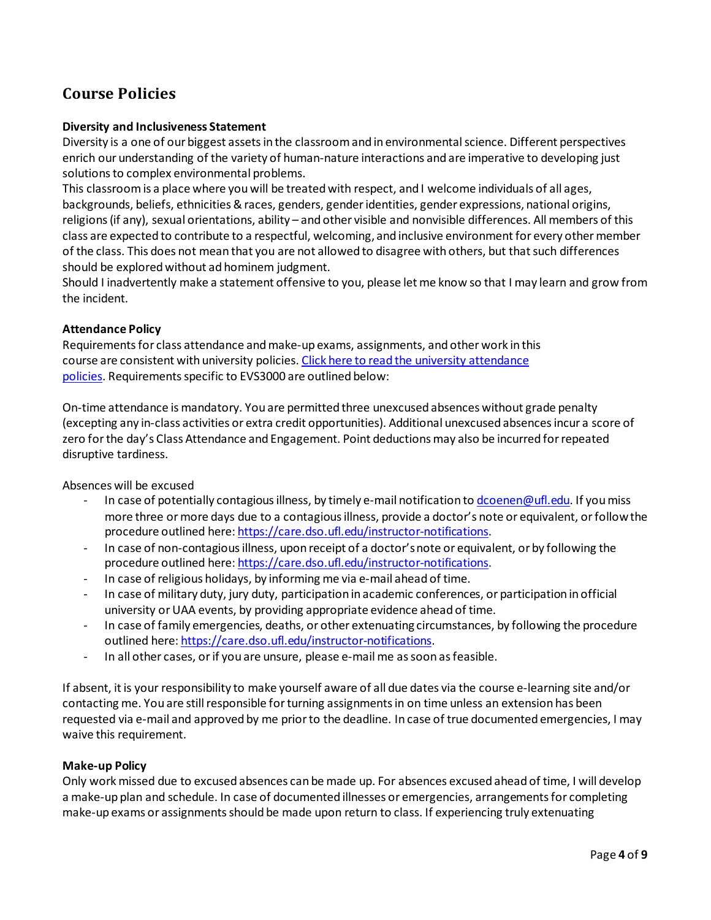## Course Policies

**Diversity and Inclusiveness Statement**

Diversity is a one of our biggest assets in the classroom and in environmental science. Different perspectives enrich our understanding of the variety of human-nature interactions and are imperative to developing just solutions to complex environmental problems.

This classroom is a place where you will be treated with respect, and I welcome individuals of all ages, backgrounds, beliefs, ethnicities & races, genders, gender identities, gender expressions, national origins, religions (if any), sexual orientations, ability – and other visible and nonvisible differences. All members of this class are expected to contribute to a respectful, welcoming, and inclusive environment for every other member of the class. This does not mean that you are not allowed to disagree with others, but that such differences should be explored without ad hominem judgment.

Should I inadvertently make a statement offensive to you, please let me know so that I may learn and grow from the incident.

**Attendance Policy**

Requirements for class attendance and make-up exams, assignments, and other work in this course are consistent with university policies. [Click here to read the university attendance policies](). Requirements specific to EVS3000 are outlined below:

On-time attendance is mandatory. You are permitted three unexcused absences without grade penalty (excepting any in-class activities or extra credit opportunities). Additional unexcused absences incur a score of zero for the day's Class Attendance and Engagement. Point deductions may also be incurred for repeated disruptive tardiness.

Absences will be excused

- In case of potentially contagious illness, by timely e-mail notification to dcoenen@ufl.edu. If you miss more three or more days due to a contagious illness, provide a doctor's note or equivalent, or follow the procedure outlined here: https://care.dso.ufl.edu/instructor-notifications.
- In case of non-contagious illness, upon receipt of a doctor's note or equivalent, or by following the procedure outlined here: https://care.dso.ufl.edu/instructor-notifications.
- In case of religious holidays, by informing me via e-mail ahead of time.
- In case of military duty, jury duty, participation in academic conferences, or participation in official university or UAA events, by providing appropriate evidence ahead of time.
- In case of family emergencies, deaths, or other extenuating circumstances, by following the procedure outlined here: https://care.dso.ufl.edu/instructor-notifications.
- In all other cases, or if you are unsure, please e-mail me as soon as feasible.

If absent, it is your responsibility to make yourself aware of all due dates via the course e-learning site and/or contacting me. You are still responsible for turning assignments in on time unless an extension has been requested via e-mail and approved by me prior to the deadline. In case of true documented emergencies, I may waive this requirement.

**Make-up Policy**

Only work missed due to excused absences can be made up. For absences excused ahead of time, I will develop a make-up plan and schedule. In case of documented illnesses or emergencies, arrangements for completing make-up exams or assignments should be made upon return to class. If experiencing truly extenuating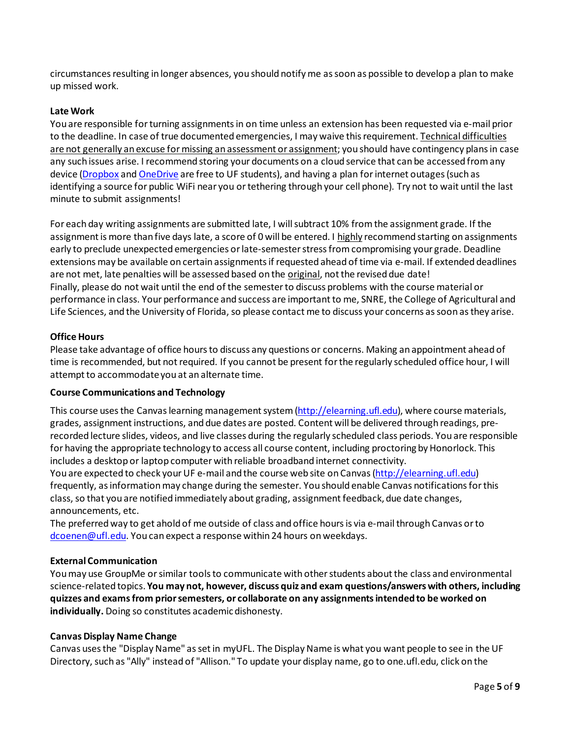circumstances resulting in longer absences, you should notify me as soon as possible to develop a plan to make up missed work.

**Late Work**

You are responsible for turning assignments in on time unless an extension has been requested via e-mail prior to the deadline. In case of true documented emergencies, I may waive this requirement. Technical difficulties are not generally an excuse for missing an assessment or assignment; you should have contingency plans in case any such issues arise. I recommend storing your documents on a cloud service that can be accessed from any device ([Dropbox](Dropbox) and [OneDrive](OneDrive) are free to UF students), and having a plan for internet outages (such as identifying a source for public WiFi near you or tethering through your cell phone). Try not to wait until the last minute to submit assignments!

For each day writing assignments are submitted late, I will subtract 10% from the assignment grade. If the assignment is more than five days late, a score of 0 will be entered. I highly recommend starting on assignments early to preclude unexpected emergencies or late-semester stress from compromising your grade. Deadline extensions may be available on certain assignments if requested ahead of time via e-mail. If extended deadlines are not met, late penalties will be assessed based on the original, not the revised due date!
Finally, please do not wait until the end of the semester to discuss problems with the course material or performance in class. Your performance and success are important to me, SNRE, the College of Agricultural and Life Sciences, and the University of Florida, so please contact me to discuss your concerns as soon as they arise.

**Office Hours**

Please take advantage of office hours to discuss any questions or concerns. Making an appointment ahead of time is recommended, but not required. If you cannot be present for the regularly scheduled office hour, I will attempt to accommodate you at an alternate time.

**Course Communications and Technology**

This course uses the Canvas learning management system (http://elearning.ufl.edu), where course materials, grades, assignment instructions, and due dates are posted. Content will be delivered through readings, pre-recorded lecture slides, videos, and live classes during the regularly scheduled class periods. You are responsible for having the appropriate technology to access all course content, including proctoring by Honorlock. This includes a desktop or laptop computer with reliable broadband internet connectivity.
You are expected to check your UF e-mail and the course web site on Canvas (http://elearning.ufl.edu) frequently, as information may change during the semester. You should enable Canvas notifications for this class, so that you are notified immediately about grading, assignment feedback, due date changes, announcements, etc.
The preferred way to get ahold of me outside of class and office hours is via e-mail through Canvas or to dcoenen@ufl.edu. You can expect a response within 24 hours on weekdays.

**External Communication**

You may use GroupMe or similar tools to communicate with other students about the class and environmental science-related topics. **You may not, however, discuss quiz and exam questions/answers with others, including quizzes and exams from prior semesters, or collaborate on any assignments intended to be worked on individually.** Doing so constitutes academic dishonesty.

**Canvas Display Name Change**

Canvas uses the "Display Name" as set in myUFL. The Display Name is what you want people to see in the UF Directory, such as "Ally" instead of "Allison." To update your display name, go to one.ufl.edu, click on the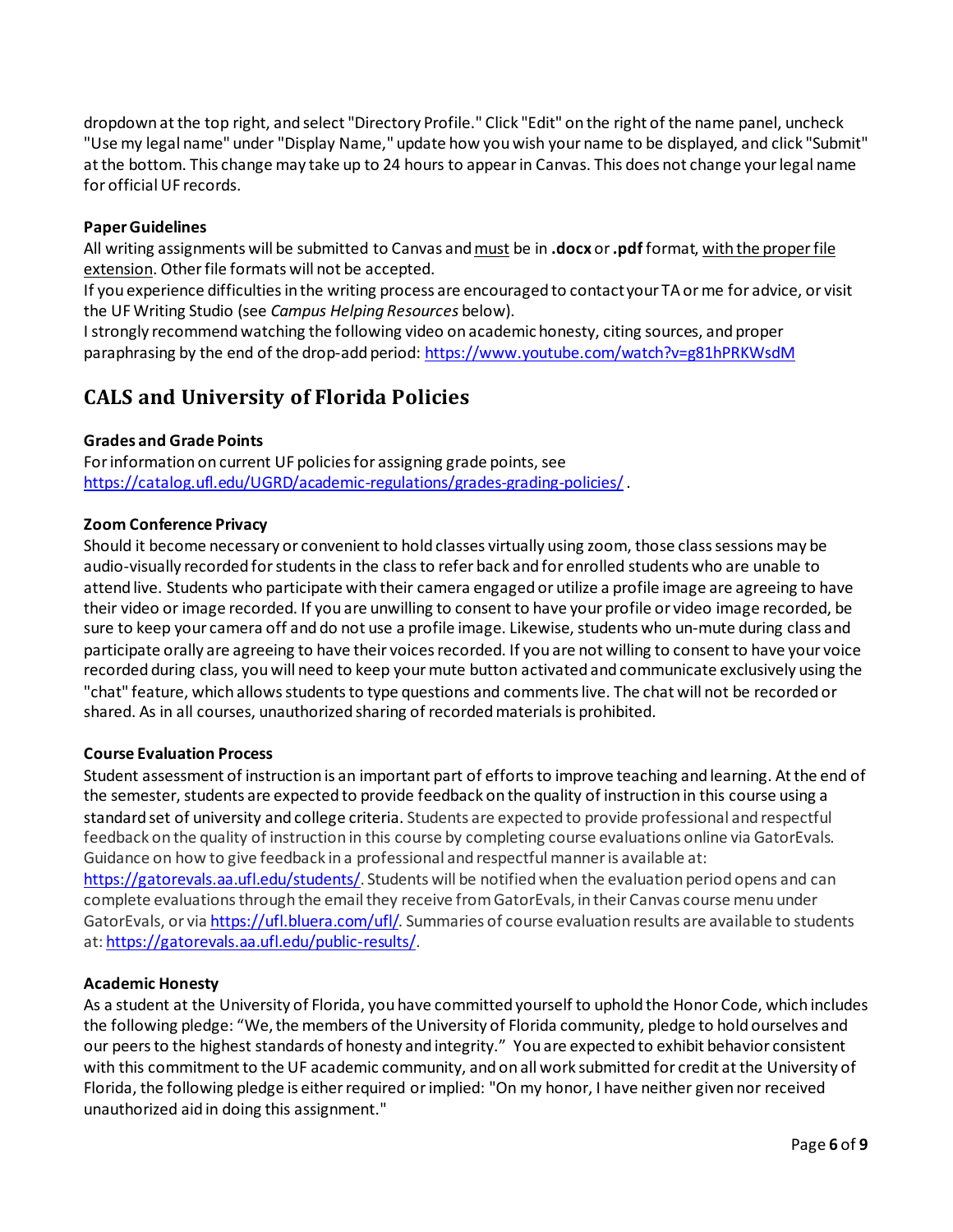dropdown at the top right, and select "Directory Profile." Click "Edit" on the right of the name panel, uncheck "Use my legal name" under "Display Name," update how you wish your name to be displayed, and click "Submit" at the bottom. This change may take up to 24 hours to appear in Canvas. This does not change your legal name for official UF records.

**Paper Guidelines**

All writing assignments will be submitted to Canvas and must be in **.docx** or **.pdf** format, with the proper file extension. Other file formats will not be accepted.

If you experience difficulties in the writing process are encouraged to contact your TA or me for advice, or visit the UF Writing Studio (see *Campus Helping Resources* below).

I strongly recommend watching the following video on academic honesty, citing sources, and proper paraphrasing by the end of the drop-add period: https://www.youtube.com/watch?v=g81hPRKWsdM

## CALS and University of Florida Policies

**Grades and Grade Points**

For information on current UF policies for assigning grade points, see https://catalog.ufl.edu/UGRD/academic-regulations/grades-grading-policies/ .

**Zoom Conference Privacy**

Should it become necessary or convenient to hold classes virtually using zoom, those class sessions may be audio-visually recorded for students in the class to refer back and for enrolled students who are unable to attend live. Students who participate with their camera engaged or utilize a profile image are agreeing to have their video or image recorded. If you are unwilling to consent to have your profile or video image recorded, be sure to keep your camera off and do not use a profile image. Likewise, students who un-mute during class and participate orally are agreeing to have their voices recorded. If you are not willing to consent to have your voice recorded during class, you will need to keep your mute button activated and communicate exclusively using the "chat" feature, which allows students to type questions and comments live. The chat will not be recorded or shared. As in all courses, unauthorized sharing of recorded materials is prohibited.

**Course Evaluation Process**

Student assessment of instruction is an important part of efforts to improve teaching and learning. At the end of the semester, students are expected to provide feedback on the quality of instruction in this course using a standard set of university and college criteria. Students are expected to provide professional and respectful feedback on the quality of instruction in this course by completing course evaluations online via GatorEvals. Guidance on how to give feedback in a professional and respectful manner is available at: https://gatorevals.aa.ufl.edu/students/. Students will be notified when the evaluation period opens and can complete evaluations through the email they receive from GatorEvals, in their Canvas course menu under GatorEvals, or via https://ufl.bluera.com/ufl/. Summaries of course evaluation results are available to students at: https://gatorevals.aa.ufl.edu/public-results/.

**Academic Honesty**

As a student at the University of Florida, you have committed yourself to uphold the Honor Code, which includes the following pledge: "We, the members of the University of Florida community, pledge to hold ourselves and our peers to the highest standards of honesty and integrity." You are expected to exhibit behavior consistent with this commitment to the UF academic community, and on all work submitted for credit at the University of Florida, the following pledge is either required or implied: "On my honor, I have neither given nor received unauthorized aid in doing this assignment."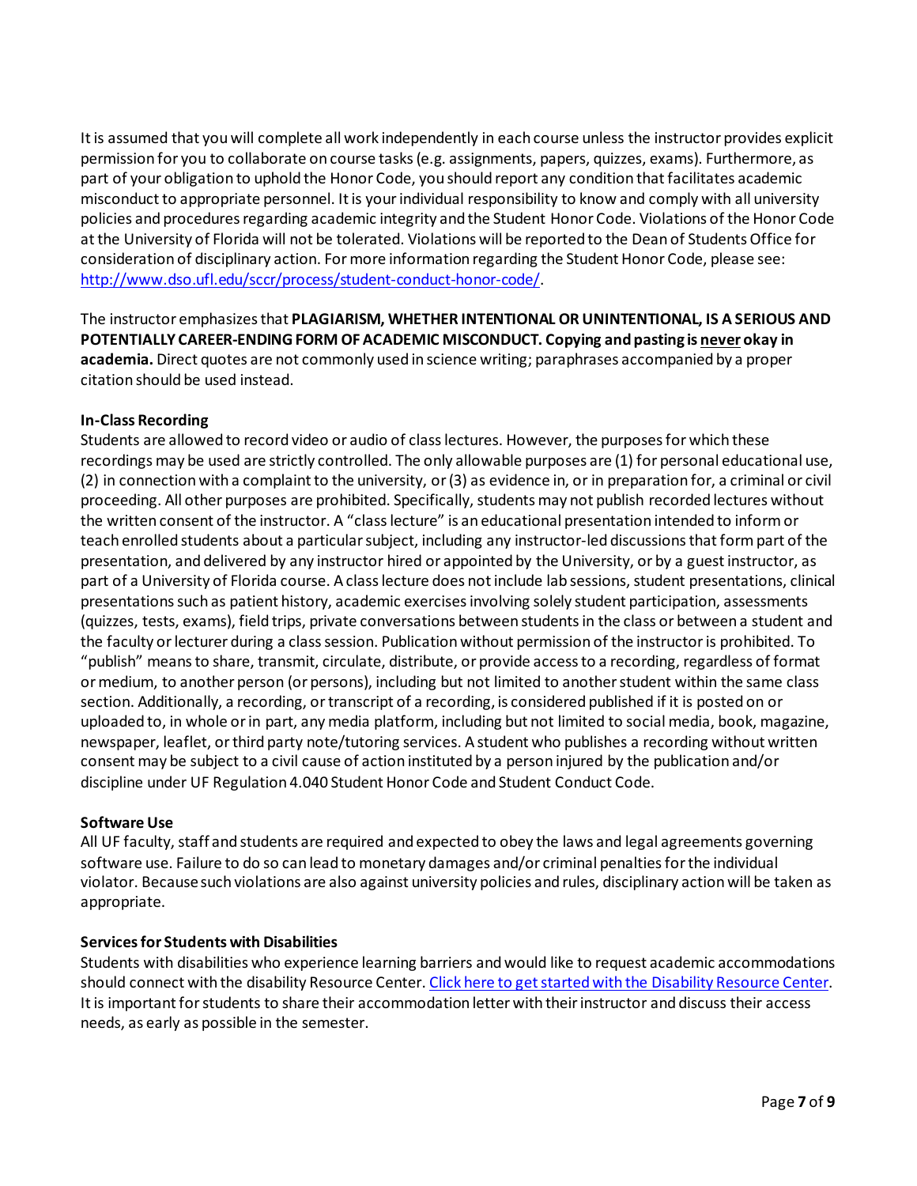It is assumed that you will complete all work independently in each course unless the instructor provides explicit permission for you to collaborate on course tasks (e.g. assignments, papers, quizzes, exams). Furthermore, as part of your obligation to uphold the Honor Code, you should report any condition that facilitates academic misconduct to appropriate personnel. It is your individual responsibility to know and comply with all university policies and procedures regarding academic integrity and the Student Honor Code. Violations of the Honor Code at the University of Florida will not be tolerated. Violations will be reported to the Dean of Students Office for consideration of disciplinary action. For more information regarding the Student Honor Code, please see: [http://www.dso.ufl.edu/sccr/process/student-conduct-honor-code/](http://www.dso.ufl.edu/sccr/process/student-conduct-honor-code/).

The instructor emphasizes that **PLAGIARISM, WHETHER INTENTIONAL OR UNINTENTIONAL, IS A SERIOUS AND POTENTIALLY CAREER-ENDING FORM OF ACADEMIC MISCONDUCT. Copying and pasting is <u>never</u> okay in academia.** Direct quotes are not commonly used in science writing; paraphrases accompanied by a proper citation should be used instead.

**In-Class Recording**

Students are allowed to record video or audio of class lectures. However, the purposes for which these recordings may be used are strictly controlled. The only allowable purposes are (1) for personal educational use, (2) in connection with a complaint to the university, or (3) as evidence in, or in preparation for, a criminal or civil proceeding. All other purposes are prohibited. Specifically, students may not publish recorded lectures without the written consent of the instructor. A "class lecture" is an educational presentation intended to inform or teach enrolled students about a particular subject, including any instructor-led discussions that form part of the presentation, and delivered by any instructor hired or appointed by the University, or by a guest instructor, as part of a University of Florida course. A class lecture does not include lab sessions, student presentations, clinical presentations such as patient history, academic exercises involving solely student participation, assessments (quizzes, tests, exams), field trips, private conversations between students in the class or between a student and the faculty or lecturer during a class session. Publication without permission of the instructor is prohibited. To "publish" means to share, transmit, circulate, distribute, or provide access to a recording, regardless of format or medium, to another person (or persons), including but not limited to another student within the same class section. Additionally, a recording, or transcript of a recording, is considered published if it is posted on or uploaded to, in whole or in part, any media platform, including but not limited to social media, book, magazine, newspaper, leaflet, or third party note/tutoring services. A student who publishes a recording without written consent may be subject to a civil cause of action instituted by a person injured by the publication and/or discipline under UF Regulation 4.040 Student Honor Code and Student Conduct Code.

**Software Use**

All UF faculty, staff and students are required and expected to obey the laws and legal agreements governing software use. Failure to do so can lead to monetary damages and/or criminal penalties for the individual violator. Because such violations are also against university policies and rules, disciplinary action will be taken as appropriate.

**Services for Students with Disabilities**

Students with disabilities who experience learning barriers and would like to request academic accommodations should connect with the disability Resource Center. Click here to get started with the Disability Resource Center. It is important for students to share their accommodation letter with their instructor and discuss their access needs, as early as possible in the semester.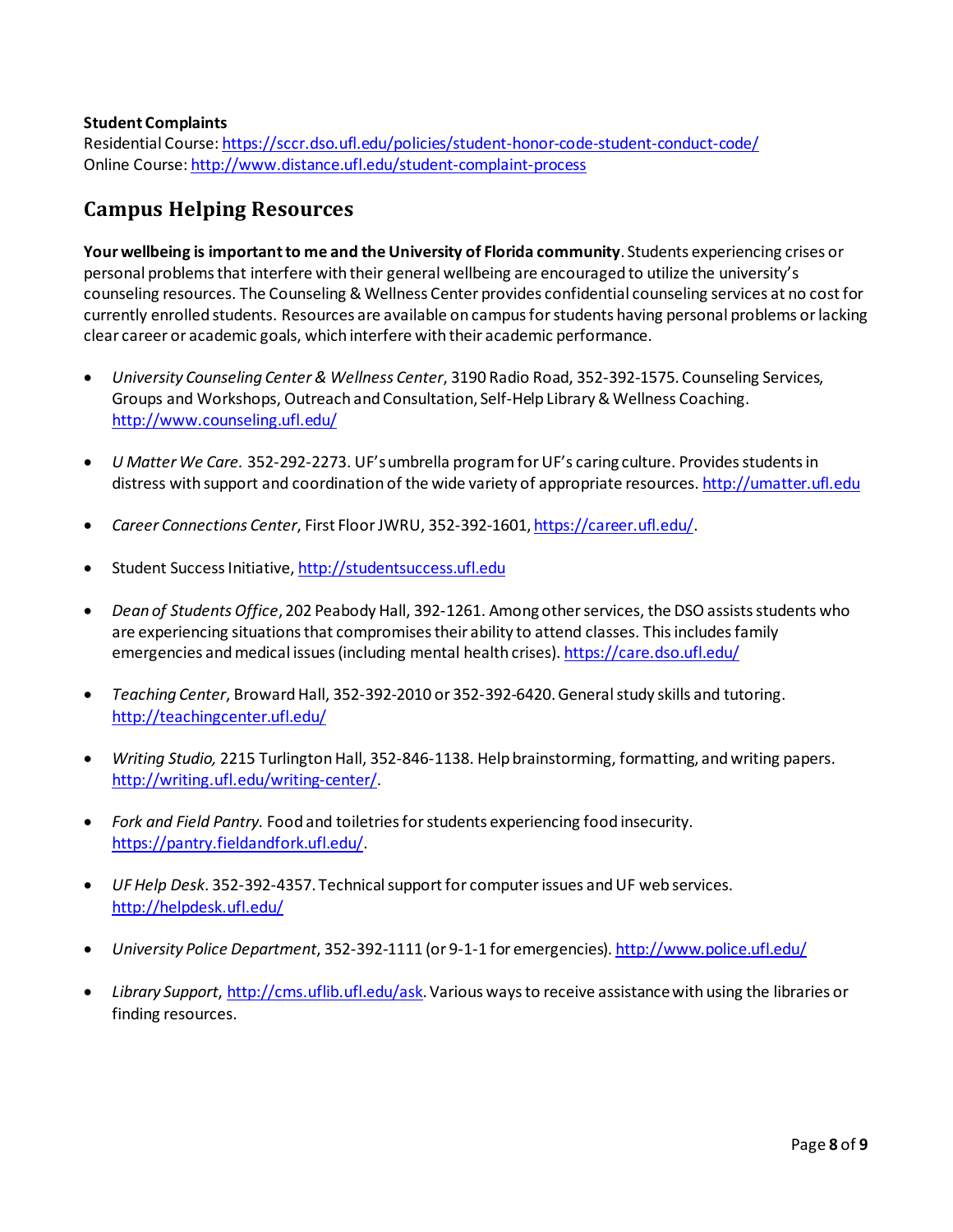**Student Complaints**
Residential Course: https://sccr.dso.ufl.edu/policies/student-honor-code-student-conduct-code/
Online Course: http://www.distance.ufl.edu/student-complaint-process

## Campus Helping Resources

**Your wellbeing is important to me and the University of Florida community**. Students experiencing crises or personal problems that interfere with their general wellbeing are encouraged to utilize the university's counseling resources. The Counseling & Wellness Center provides confidential counseling services at no cost for currently enrolled students. Resources are available on campus for students having personal problems or lacking clear career or academic goals, which interfere with their academic performance.

- *University Counseling Center & Wellness Center*, 3190 Radio Road, 352-392-1575. Counseling Services, Groups and Workshops, Outreach and Consultation, Self-Help Library & Wellness Coaching. http://www.counseling.ufl.edu/

- *U Matter We Care.* 352-292-2273. UF's umbrella program for UF's caring culture. Provides students in distress with support and coordination of the wide variety of appropriate resources. http://umatter.ufl.edu

- *Career Connections Center*, First Floor JWRU, 352-392-1601, https://career.ufl.edu/.

- Student Success Initiative, http://studentsuccess.ufl.edu

- *Dean of Students Office*, 202 Peabody Hall, 392-1261. Among other services, the DSO assists students who are experiencing situations that compromises their ability to attend classes. This includes family emergencies and medical issues (including mental health crises). https://care.dso.ufl.edu/

- *Teaching Center*, Broward Hall, 352-392-2010 or 352-392-6420. General study skills and tutoring. http://teachingcenter.ufl.edu/

- *Writing Studio,* 2215 Turlington Hall, 352-846-1138. Help brainstorming, formatting, and writing papers. http://writing.ufl.edu/writing-center/.

- *Fork and Field Pantry.* Food and toiletries for students experiencing food insecurity. https://pantry.fieldandfork.ufl.edu/.

- *UF Help Desk*. 352-392-4357. Technical support for computer issues and UF web services. http://helpdesk.ufl.edu/

- *University Police Department*, 352-392-1111 (or 9-1-1 for emergencies). http://www.police.ufl.edu/

- *Library Support*, http://cms.uflib.ufl.edu/ask. Various ways to receive assistance with using the libraries or finding resources.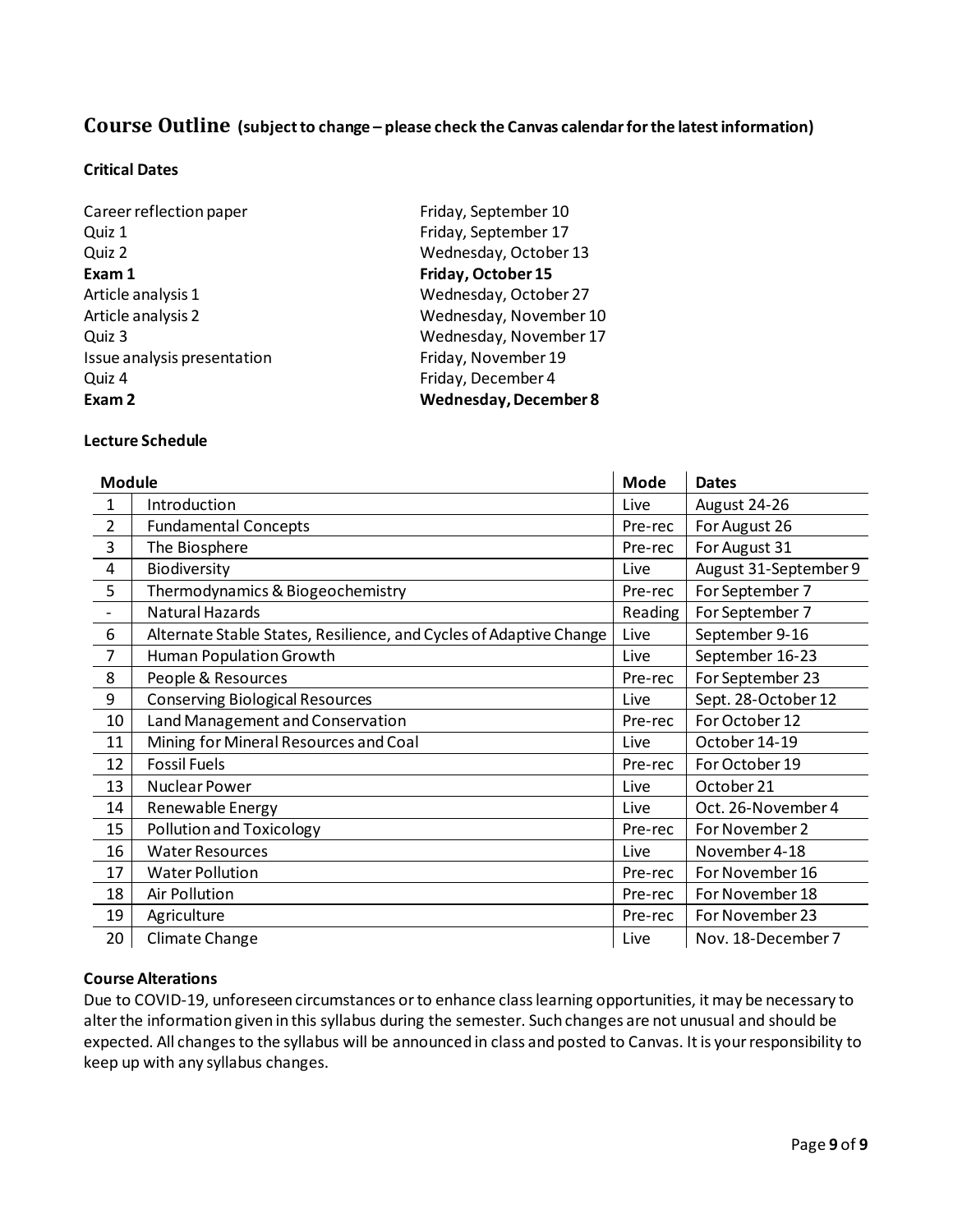## Course Outline (subject to change – please check the Canvas calendar for the latest information)

### Critical Dates

| | |
|---|---|
| Career reflection paper | Friday, September 10 |
| Quiz 1 | Friday, September 17 |
| Quiz 2 | Wednesday, October 13 |
| **Exam 1** | **Friday, October 15** |
| Article analysis 1 | Wednesday, October 27 |
| Article analysis 2 | Wednesday, November 10 |
| Quiz 3 | Wednesday, November 17 |
| Issue analysis presentation | Friday, November 19 |
| Quiz 4 | Friday, December 4 |
| **Exam 2** | **Wednesday, December 8** |

### Lecture Schedule

| Module | | Mode | Dates |
|---|---|---|---|
| 1 | Introduction | Live | August 24-26 |
| 2 | Fundamental Concepts | Pre-rec | For August 26 |
| 3 | The Biosphere | Pre-rec | For August 31 |
| 4 | Biodiversity | Live | August 31-September 9 |
| 5 | Thermodynamics & Biogeochemistry | Pre-rec | For September 7 |
| - | Natural Hazards | Reading | For September 7 |
| 6 | Alternate Stable States, Resilience, and Cycles of Adaptive Change | Live | September 9-16 |
| 7 | Human Population Growth | Live | September 16-23 |
| 8 | People & Resources | Pre-rec | For September 23 |
| 9 | Conserving Biological Resources | Live | Sept. 28-October 12 |
| 10 | Land Management and Conservation | Pre-rec | For October 12 |
| 11 | Mining for Mineral Resources and Coal | Live | October 14-19 |
| 12 | Fossil Fuels | Pre-rec | For October 19 |
| 13 | Nuclear Power | Live | October 21 |
| 14 | Renewable Energy | Live | Oct. 26-November 4 |
| 15 | Pollution and Toxicology | Pre-rec | For November 2 |
| 16 | Water Resources | Live | November 4-18 |
| 17 | Water Pollution | Pre-rec | For November 16 |
| 18 | Air Pollution | Pre-rec | For November 18 |
| 19 | Agriculture | Pre-rec | For November 23 |
| 20 | Climate Change | Live | Nov. 18-December 7 |

### Course Alterations

Due to COVID-19, unforeseen circumstances or to enhance class learning opportunities, it may be necessary to alter the information given in this syllabus during the semester. Such changes are not unusual and should be expected. All changes to the syllabus will be announced in class and posted to Canvas. It is your responsibility to keep up with any syllabus changes.